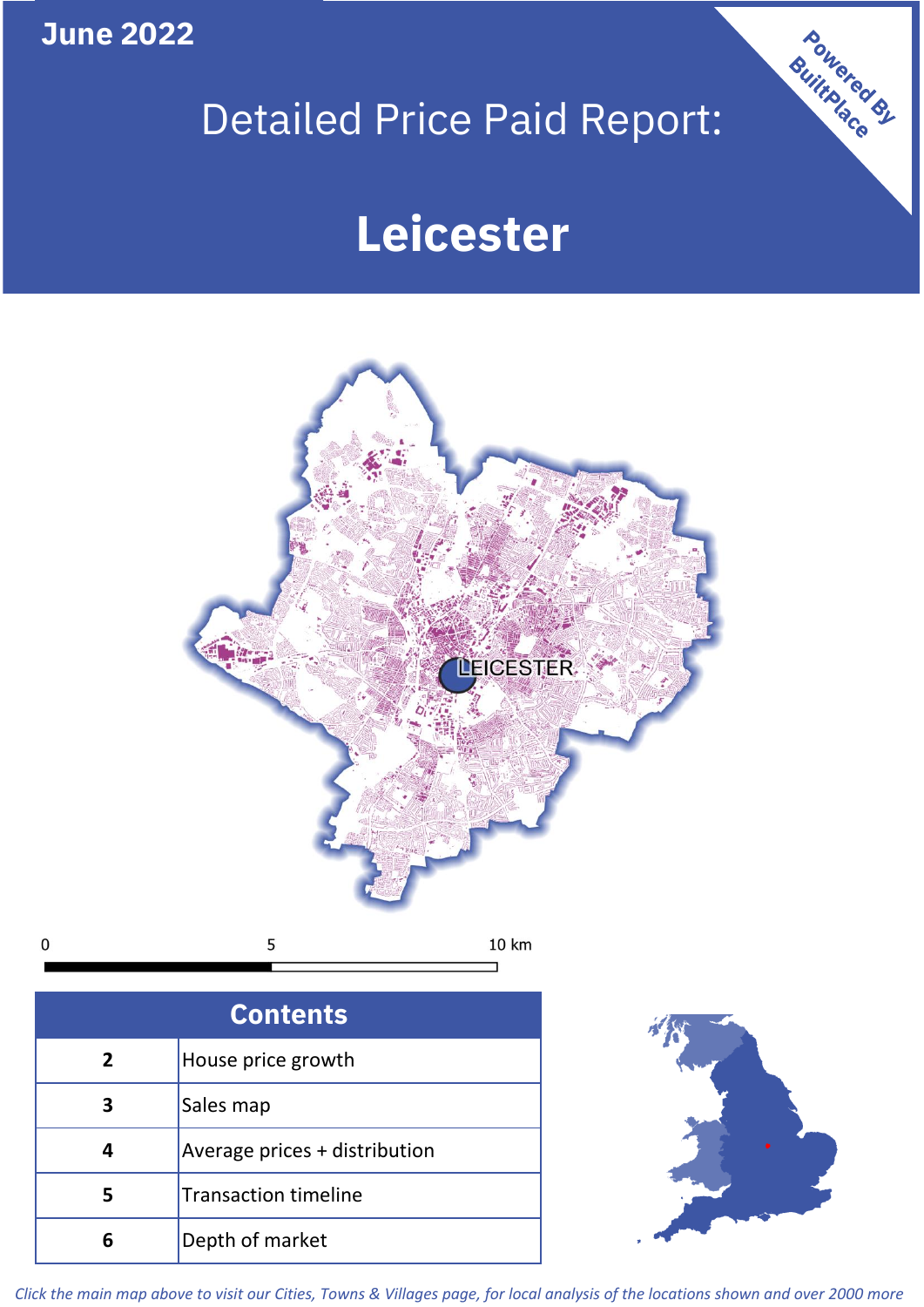**June 2022**

# Detailed Price Paid Report:

# Leicester

Powered By BuiltPlace

LEICESTER

0 5 10 km

| Contents | |
|---|---|
| 2 | House price growth |
| 3 | Sales map |
| 4 | Average prices + distribution |
| 5 | Transaction timeline |
| 6 | Depth of market |

*Click the main map above to visit our Cities, Towns & Villages page, for local analysis of the locations shown and over 2000 more*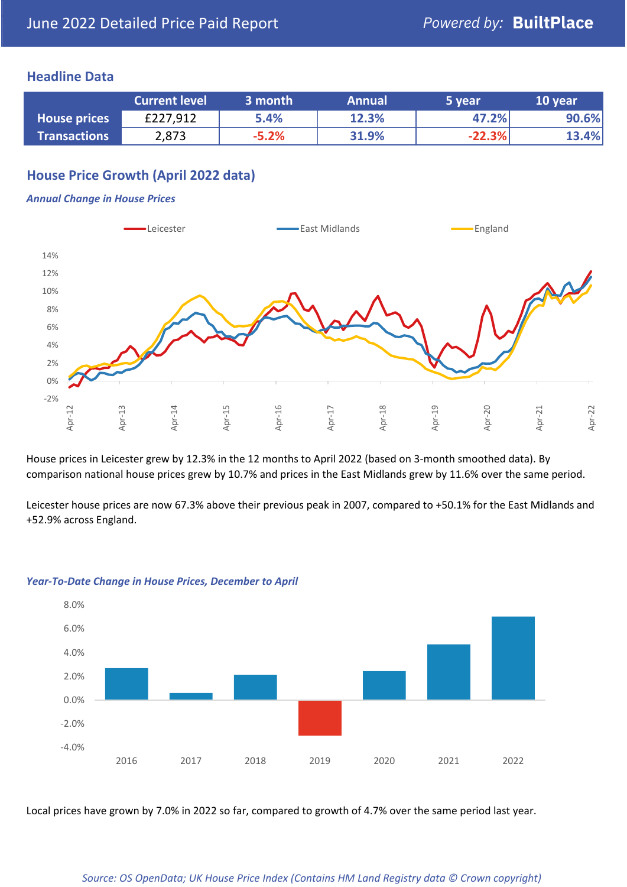June 2022 Detailed Price Paid Report

*Powered by:* **BuiltPlace**

## Headline Data

| | Current level | 3 month | Annual | 5 year | 10 year |
|---|---|---|---|---|---|
| **House prices** | £227,912 | 5.4% | 12.3% | 47.2% | 90.6% |
| **Transactions** | 2,873 | -5.2% | 31.9% | -22.3% | 13.4% |

## House Price Growth (April 2022 data)

### *Annual Change in House Prices*

House prices in Leicester grew by 12.3% in the 12 months to April 2022 (based on 3-month smoothed data). By comparison national house prices grew by 10.7% and prices in the East Midlands grew by 11.6% over the same period.

Leicester house prices are now 67.3% above their previous peak in 2007, compared to +50.1% for the East Midlands and +52.9% across England.

### *Year-To-Date Change in House Prices, December to April*

Local prices have grown by 7.0% in 2022 so far, compared to growth of 4.7% over the same period last year.

*Source: OS OpenData; UK House Price Index (Contains HM Land Registry data © Crown copyright)*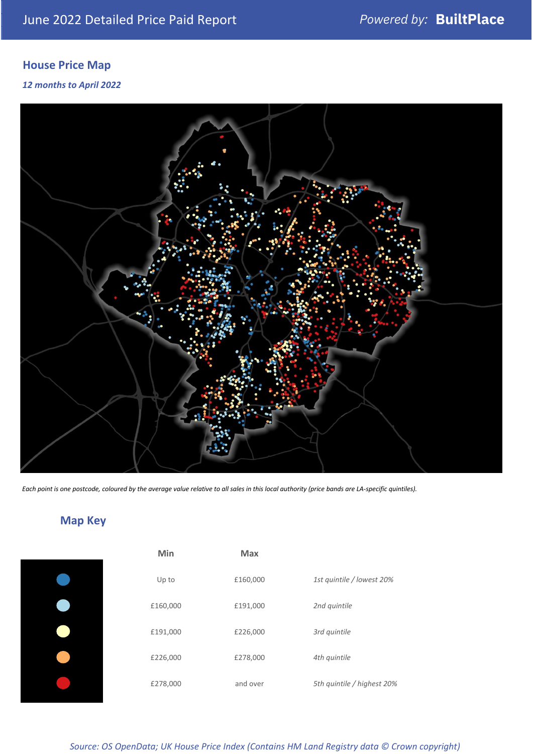## House Price Map

*12 months to April 2022*

*Each point is one postcode, coloured by the average value relative to all sales in this local authority (price bands are LA-specific quintiles).*

## Map Key

| | Min | Max | |
|---|---|---|---|
| | Up to | £160,000 | *1st quintile / lowest 20%* |
| | £160,000 | £191,000 | *2nd quintile* |
| | £191,000 | £226,000 | *3rd quintile* |
| | £226,000 | £278,000 | *4th quintile* |
| | £278,000 | and over | *5th quintile / highest 20%* |

*Source: OS OpenData; UK House Price Index (Contains HM Land Registry data © Crown copyright)*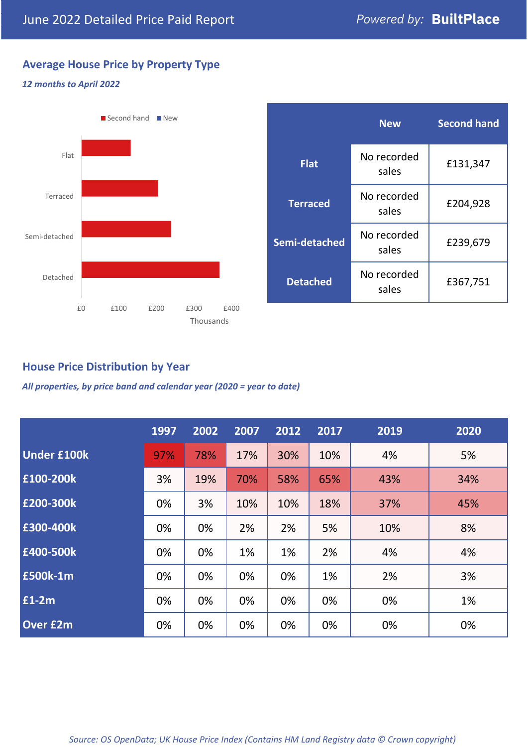June 2022 Detailed Price Paid Report

Powered by: **BuiltPlace**

## Average House Price by Property Type

***12 months to April 2022***

Second hand | New

Flat

Terraced

Semi-detached

Detached

£0 £100 £200 £300 £400

Thousands

| | New | Second hand |
|---|---|---|
| **Flat** | No recorded sales | £131,347 |
| **Terraced** | No recorded sales | £204,928 |
| **Semi-detached** | No recorded sales | £239,679 |
| **Detached** | No recorded sales | £367,751 |

## House Price Distribution by Year

***All properties, by price band and calendar year (2020 = year to date)***

| | 1997 | 2002 | 2007 | 2012 | 2017 | 2019 | 2020 |
|---|---|---|---|---|---|---|---|
| **Under £100k** | 97% | 78% | 17% | 30% | 10% | 4% | 5% |
| **£100-200k** | 3% | 19% | 70% | 58% | 65% | 43% | 34% |
| **£200-300k** | 0% | 3% | 10% | 10% | 18% | 37% | 45% |
| **£300-400k** | 0% | 0% | 2% | 2% | 5% | 10% | 8% |
| **£400-500k** | 0% | 0% | 1% | 1% | 2% | 4% | 4% |
| **£500k-1m** | 0% | 0% | 0% | 0% | 1% | 2% | 3% |
| **£1-2m** | 0% | 0% | 0% | 0% | 0% | 0% | 1% |
| **Over £2m** | 0% | 0% | 0% | 0% | 0% | 0% | 0% |

*Source: OS OpenData; UK House Price Index (Contains HM Land Registry data © Crown copyright)*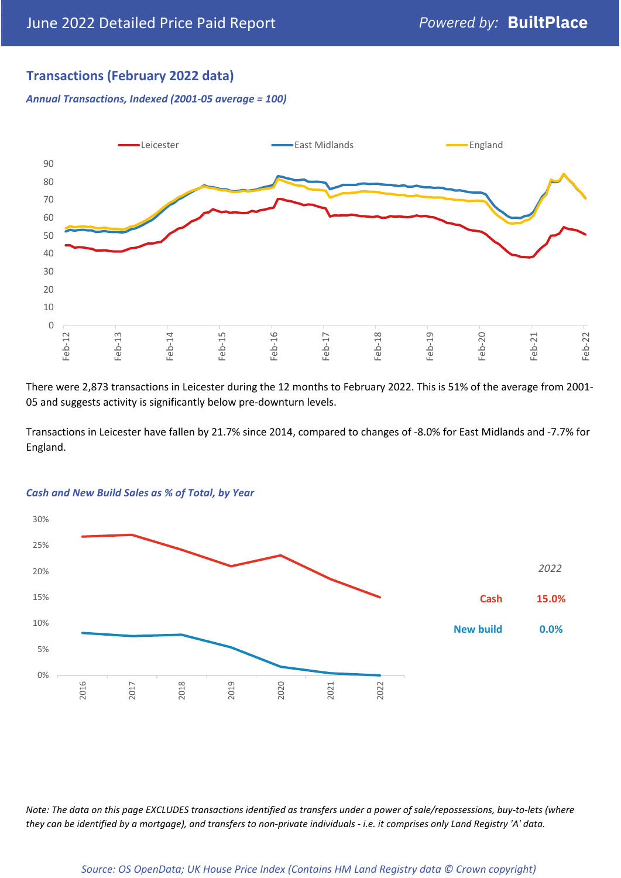## Transactions (February 2022 data)

*Annual Transactions, Indexed (2001-05 average = 100)*

There were 2,873 transactions in Leicester during the 12 months to February 2022. This is 51% of the average from 2001-05 and suggests activity is significantly below pre-downturn levels.

Transactions in Leicester have fallen by 21.7% since 2014, compared to changes of -8.0% for East Midlands and -7.7% for England.

*Cash and New Build Sales as % of Total, by Year*

| 2022 | |
|---|---|
| Cash | 15.0% |
| New build | 0.0% |

*Note: The data on this page EXCLUDES transactions identified as transfers under a power of sale/repossessions, buy-to-lets (where they can be identified by a mortgage), and transfers to non-private individuals - i.e. it comprises only Land Registry 'A' data.*

*Source: OS OpenData; UK House Price Index (Contains HM Land Registry data © Crown copyright)*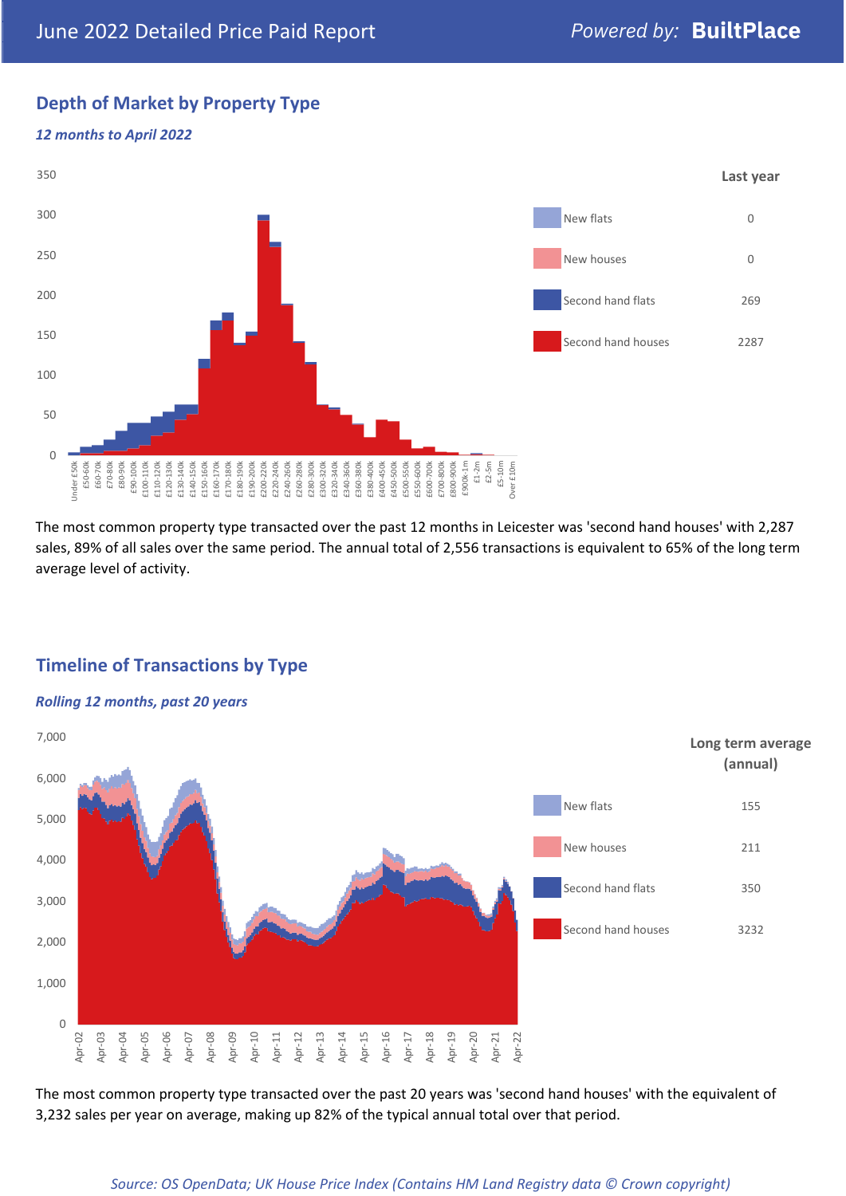## Depth of Market by Property Type

*12 months to April 2022*

350
300
250
200
150
100
50
0

Under £50k, £50-60k, £60-70k, £70-80k, £80-90k, £90-100k, £100-110k, £110-120k, £120-130k, £130-140k, £140-150k, £150-160k, £160-170k, £170-180k, £180-190k, £190-200k, £200-220k, £220-240k, £240-260k, £260-280k, £280-300k, £300-320k, £320-340k, £340-360k, £360-380k, £380-400k, £400-450k, £450-500k, £500-550k, £550-600k, £600-700k, £700-800k, £800-900k, £900k-1m, £1-2m, £2-5m, £5-10m, Over £10m

Last year

New flats 0
New houses 0
Second hand flats 269
Second hand houses 2287

The most common property type transacted over the past 12 months in Leicester was 'second hand houses' with 2,287 sales, 89% of all sales over the same period. The annual total of 2,556 transactions is equivalent to 65% of the long term average level of activity.

## Timeline of Transactions by Type

*Rolling 12 months, past 20 years*

7,000
6,000
5,000
4,000
3,000
2,000
1,000
0

Apr-02, Apr-03, Apr-04, Apr-05, Apr-06, Apr-07, Apr-08, Apr-09, Apr-10, Apr-11, Apr-12, Apr-13, Apr-14, Apr-15, Apr-16, Apr-17, Apr-18, Apr-19, Apr-20, Apr-21, Apr-22

Long term average (annual)

New flats 155
New houses 211
Second hand flats 350
Second hand houses 3232

The most common property type transacted over the past 20 years was 'second hand houses' with the equivalent of 3,232 sales per year on average, making up 82% of the typical annual total over that period.

*Source: OS OpenData; UK House Price Index (Contains HM Land Registry data © Crown copyright)*